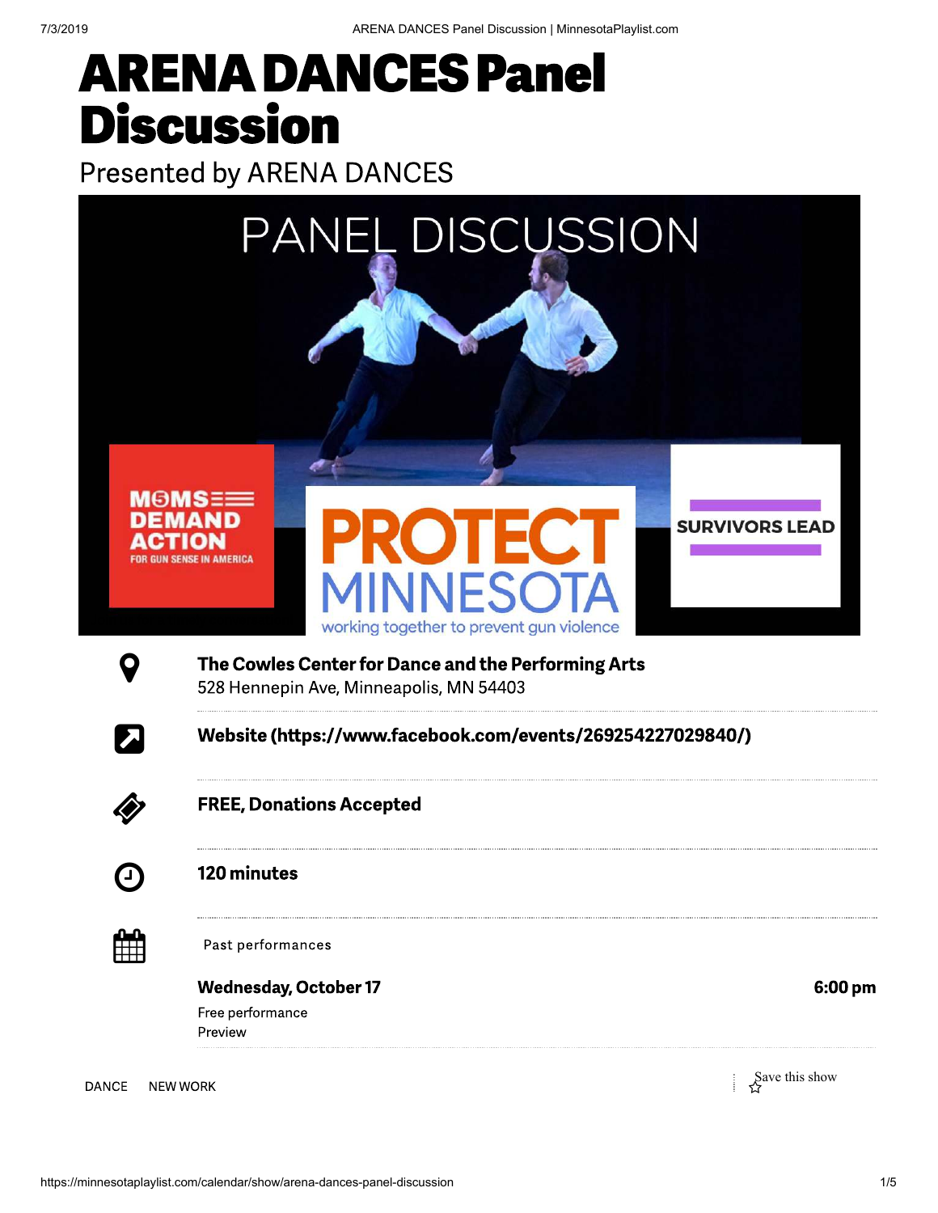# ARENA DANCES Panel Discussion

Presented by ARENA DANCES

**The Cowles Center for Dance and the Performing Arts**
528 Hennepin Ave, Minneapolis, MN 54403

**Website (https://www.facebook.com/events/269254227029840/)**

**FREE, Donations Accepted**

**120 minutes**

Past performances

**Wednesday, October 17** **6:00 pm**
Free performance
Preview

DANCE NEW WORK

Save this show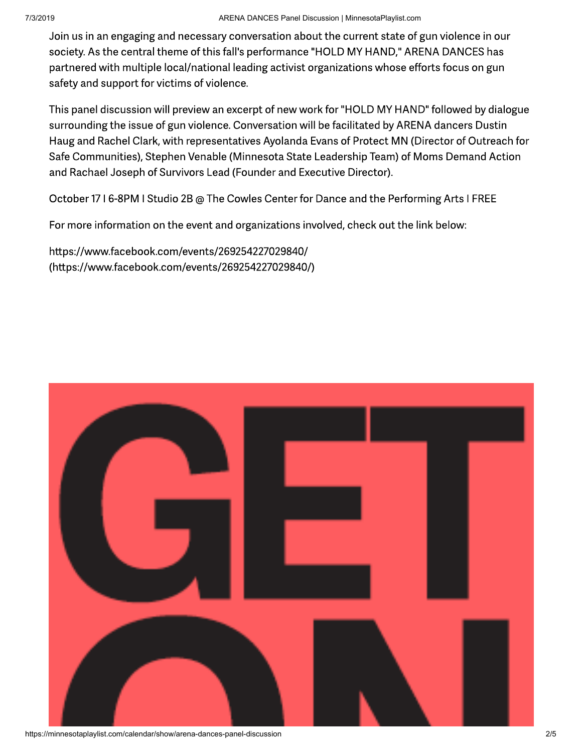Join us in an engaging and necessary conversation about the current state of gun violence in our society. As the central theme of this fall's performance "HOLD MY HAND," ARENA DANCES has partnered with multiple local/national leading activist organizations whose efforts focus on gun safety and support for victims of violence.

This panel discussion will preview an excerpt of new work for "HOLD MY HAND" followed by dialogue surrounding the issue of gun violence. Conversation will be facilitated by ARENA dancers Dustin Haug and Rachel Clark, with representatives Ayolanda Evans of Protect MN (Director of Outreach for Safe Communities), Stephen Venable (Minnesota State Leadership Team) of Moms Demand Action and Rachael Joseph of Survivors Lead (Founder and Executive Director).

October 17 I 6-8PM I Studio 2B @ The Cowles Center for Dance and the Performing Arts I FREE

For more information on the event and organizations involved, check out the link below:

https://www.facebook.com/events/269254227029840/
(https://www.facebook.com/events/269254227029840/)

GET ON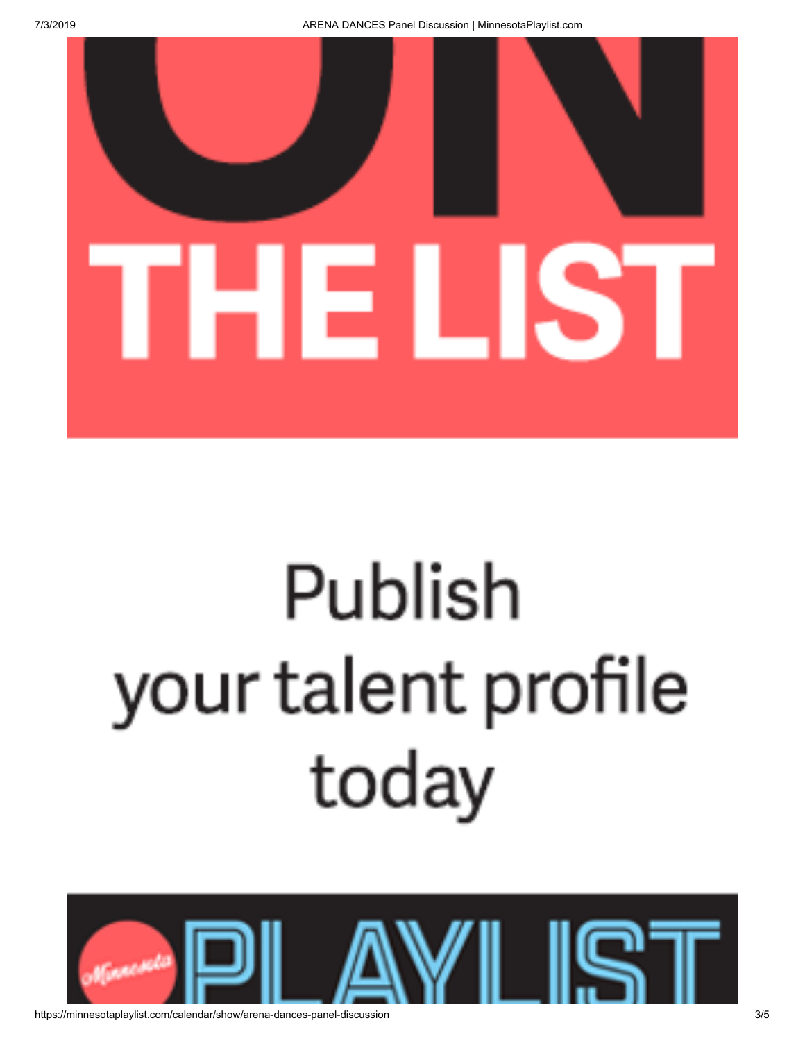ON

THE LIST

Publish
your talent profile
today

Minnesota PLAYLIST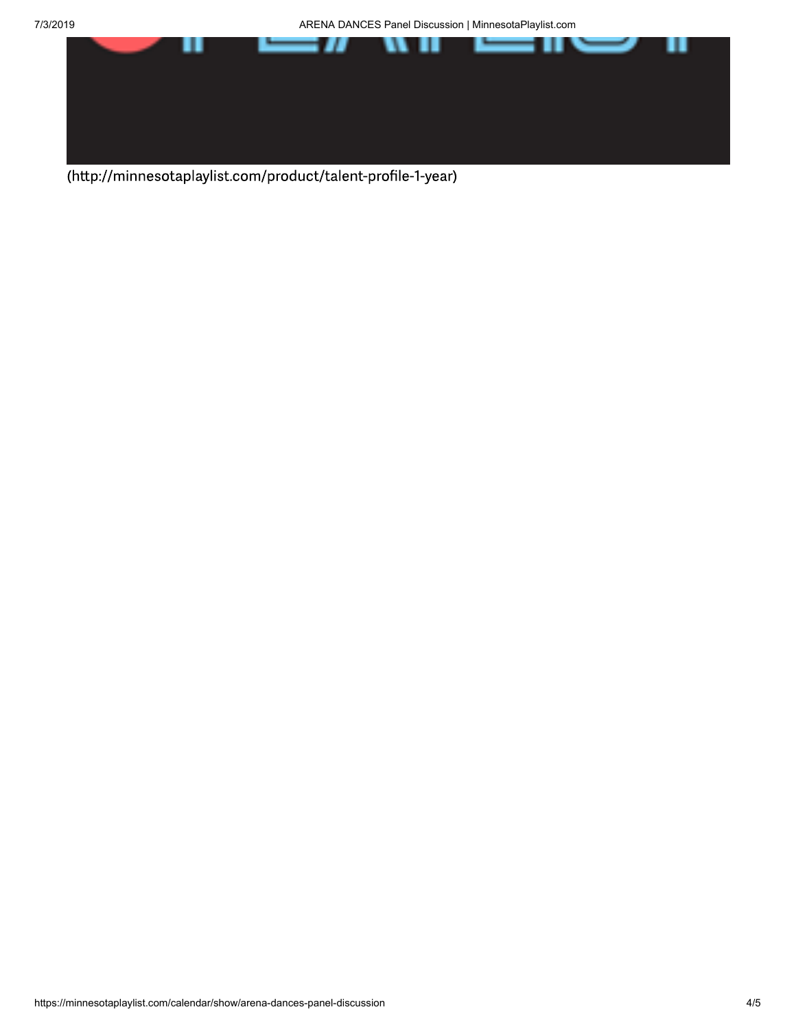(http://minnesotaplaylist.com/product/talent-profile-1-year)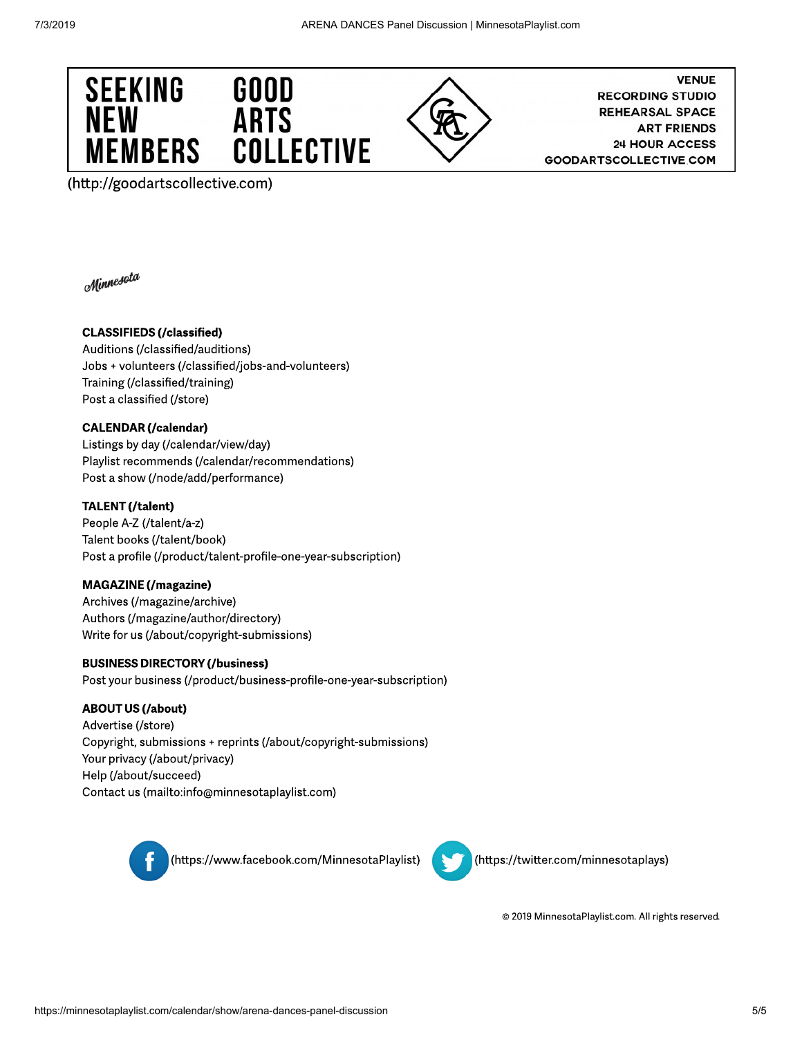SEEKING NEW MEMBERS GOOD ARTS COLLECTIVE

VENUE
RECORDING STUDIO
REHEARSAL SPACE
ART FRIENDS
24 HOUR ACCESS
GOODARTSCOLLECTIVE.COM

(http://goodartscollective.com)

Minnesota

**CLASSIFIEDS (/classified)**
Auditions (/classified/auditions)
Jobs + volunteers (/classified/jobs-and-volunteers)
Training (/classified/training)
Post a classified (/store)

**CALENDAR (/calendar)**
Listings by day (/calendar/view/day)
Playlist recommends (/calendar/recommendations)
Post a show (/node/add/performance)

**TALENT (/talent)**
People A-Z (/talent/a-z)
Talent books (/talent/book)
Post a profile (/product/talent-profile-one-year-subscription)

**MAGAZINE (/magazine)**
Archives (/magazine/archive)
Authors (/magazine/author/directory)
Write for us (/about/copyright-submissions)

**BUSINESS DIRECTORY (/business)**
Post your business (/product/business-profile-one-year-subscription)

**ABOUT US (/about)**
Advertise (/store)
Copyright, submissions + reprints (/about/copyright-submissions)
Your privacy (/about/privacy)
Help (/about/succeed)
Contact us (mailto:info@minnesotaplaylist.com)

(https://www.facebook.com/MinnesotaPlaylist) (https://twitter.com/minnesotaplays)

© 2019 MinnesotaPlaylist.com. All rights reserved.